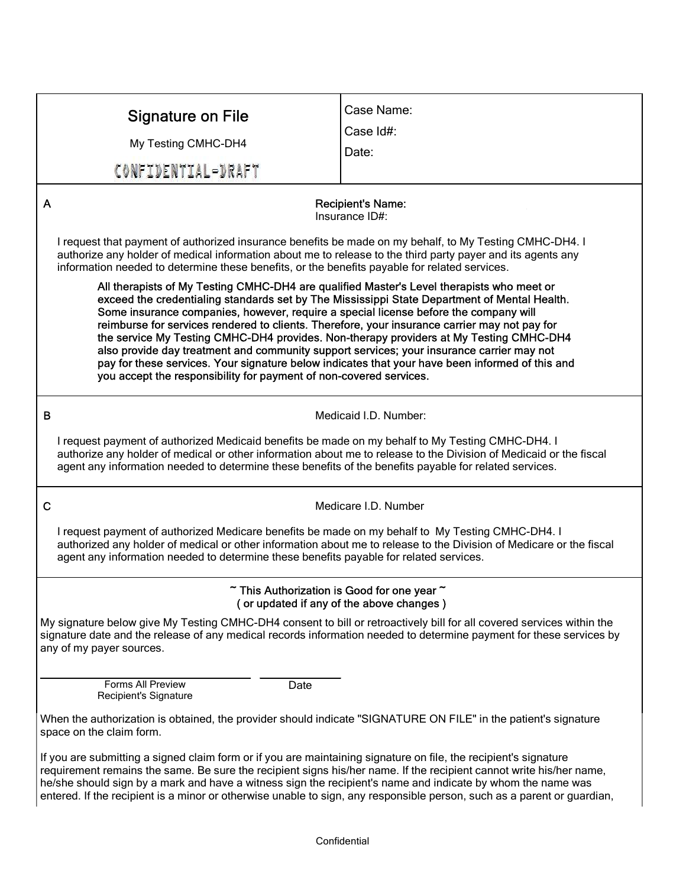# Signature on File

My Testing CMHC-DH4

CONFIDENTIAL-DRAFT

Case Name:

Case Id#:

Date:

---

A

**Recipient's Name:**

Insurance ID#:

I request that payment of authorized insurance benefits be made on my behalf, to My Testing CMHC-DH4. I authorize any holder of medical information about me to release to the third party payer and its agents any information needed to determine these benefits, or the benefits payable for related services.

**All therapists of My Testing CMHC-DH4 are qualified Master's Level therapists who meet or exceed the credentialing standards set by The Mississippi State Department of Mental Health. Some insurance companies, however, require a special license before the company will reimburse for services rendered to clients. Therefore, your insurance carrier may not pay for the service My Testing CMHC-DH4 provides. Non-therapy providers at My Testing CMHC-DH4 also provide day treatment and community support services; your insurance carrier may not pay for these services. Your signature below indicates that your have been informed of this and you accept the responsibility for payment of non-covered services.**

---

B

Medicaid I.D. Number:

I request payment of authorized Medicaid benefits be made on my behalf to My Testing CMHC-DH4. I authorize any holder of medical or other information about me to release to the Division of Medicaid or the fiscal agent any information needed to determine these benefits of the benefits payable for related services.

---

C

Medicare I.D. Number

I request payment of authorized Medicare benefits be made on my behalf to My Testing CMHC-DH4. I authorized any holder of medical or other information about me to release to the Division of Medicare or the fiscal agent any information needed to determine these benefits payable for related services.

---

**~ This Authorization is Good for one year ~**
**( or updated if any of the above changes )**

My signature below give My Testing CMHC-DH4 consent to bill or retroactively bill for all covered services within the signature date and the release of any medical records information needed to determine payment for these services by any of my payer sources.

Forms All Preview
Recipient's Signature

Date

When the authorization is obtained, the provider should indicate "SIGNATURE ON FILE" in the patient's signature space on the claim form.

If you are submitting a signed claim form or if you are maintaining signature on file, the recipient's signature requirement remains the same. Be sure the recipient signs his/her name. If the recipient cannot write his/her name, he/she should sign by a mark and have a witness sign the recipient's name and indicate by whom the name was entered. If the recipient is a minor or otherwise unable to sign, any responsible person, such as a parent or guardian,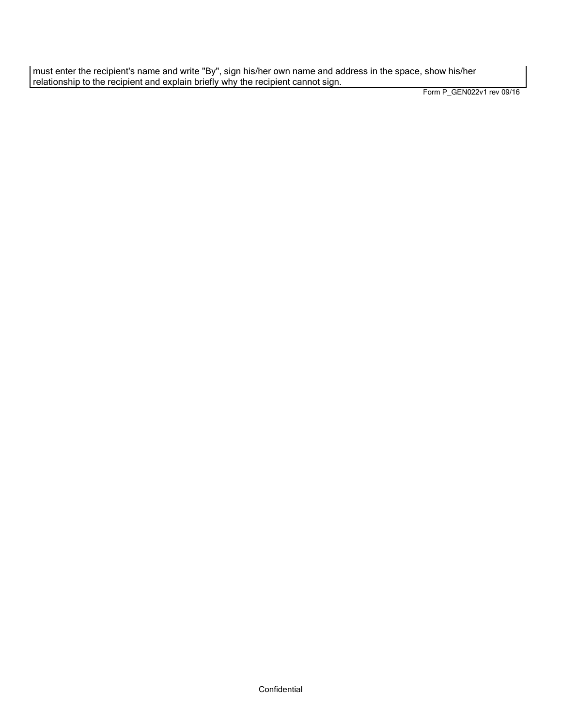must enter the recipient's name and write "By", sign his/her own name and address in the space, show his/her relationship to the recipient and explain briefly why the recipient cannot sign.

Form P_GEN022v1 rev 09/16

Confidential